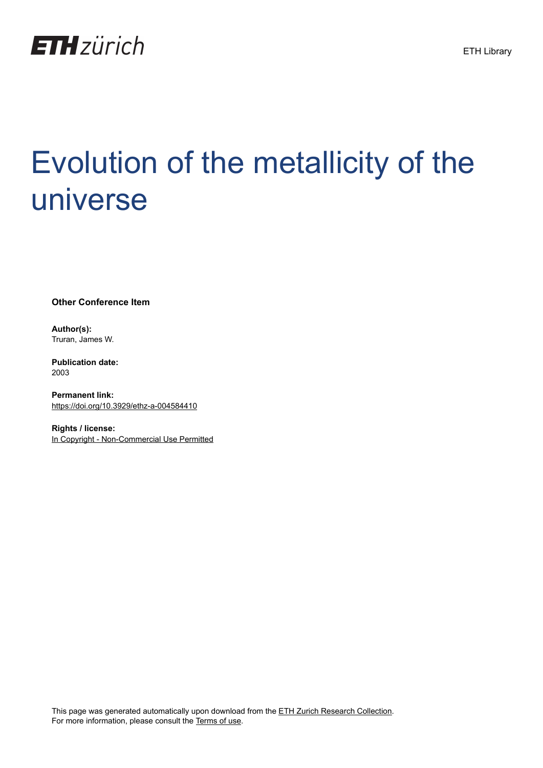ETH zürich

ETH Library

# Evolution of the metallicity of the universe

**Other Conference Item**

**Author(s):**
Truran, James W.

**Publication date:**
2003

**Permanent link:**
https://doi.org/10.3929/ethz-a-004584410

**Rights / license:**
In Copyright - Non-Commercial Use Permitted

This page was generated automatically upon download from the ETH Zurich Research Collection.
For more information, please consult the Terms of use.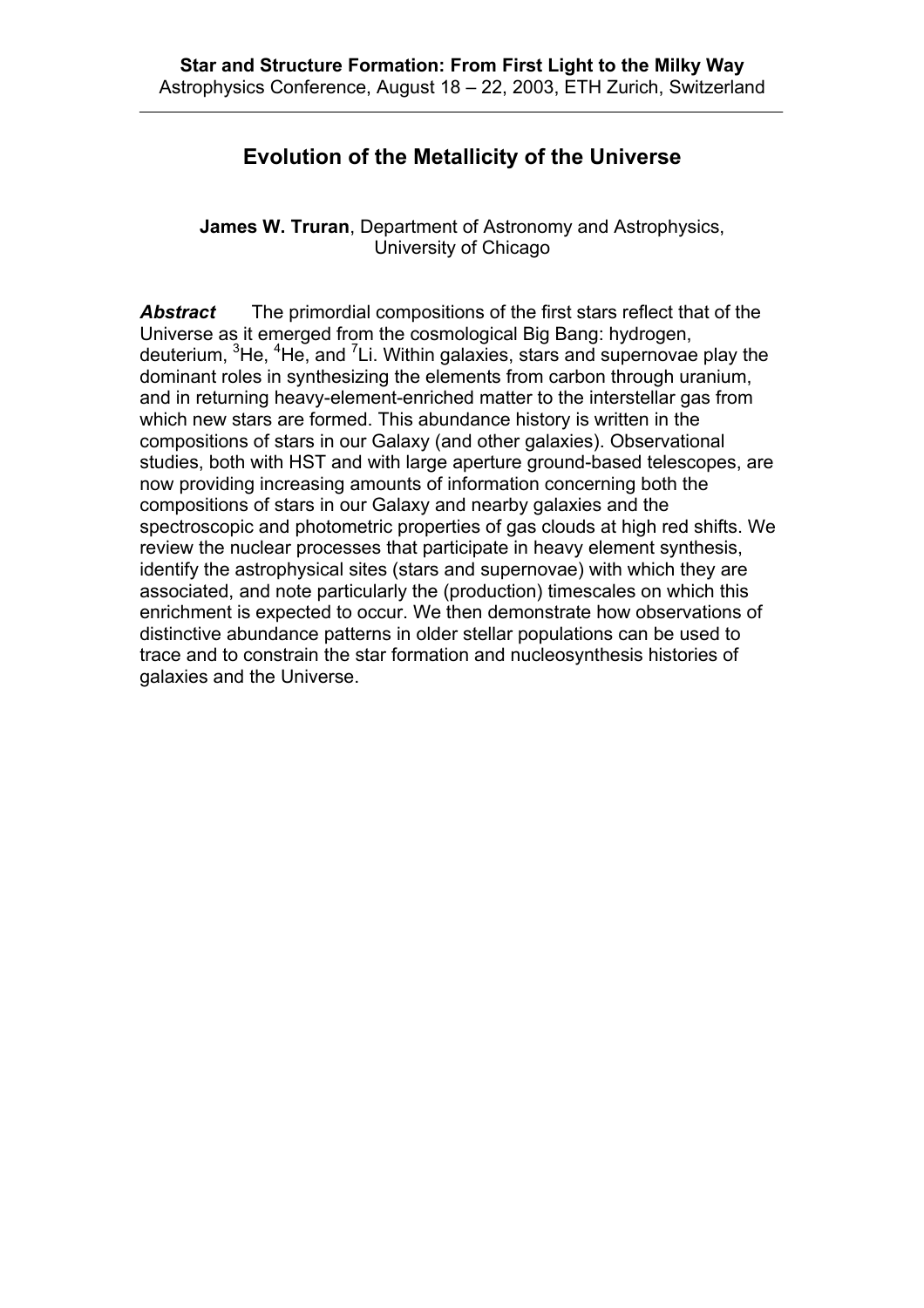**Star and Structure Formation: From First Light to the Milky Way**
Astrophysics Conference, August 18 – 22, 2003, ETH Zurich, Switzerland

## Evolution of the Metallicity of the Universe

**James W. Truran**, Department of Astronomy and Astrophysics, University of Chicago

***Abstract*** The primordial compositions of the first stars reflect that of the Universe as it emerged from the cosmological Big Bang: hydrogen, deuterium, $^3$He, $^4$He, and $^7$Li. Within galaxies, stars and supernovae play the dominant roles in synthesizing the elements from carbon through uranium, and in returning heavy-element-enriched matter to the interstellar gas from which new stars are formed. This abundance history is written in the compositions of stars in our Galaxy (and other galaxies). Observational studies, both with HST and with large aperture ground-based telescopes, are now providing increasing amounts of information concerning both the compositions of stars in our Galaxy and nearby galaxies and the spectroscopic and photometric properties of gas clouds at high red shifts. We review the nuclear processes that participate in heavy element synthesis, identify the astrophysical sites (stars and supernovae) with which they are associated, and note particularly the (production) timescales on which this enrichment is expected to occur. We then demonstrate how observations of distinctive abundance patterns in older stellar populations can be used to trace and to constrain the star formation and nucleosynthesis histories of galaxies and the Universe.